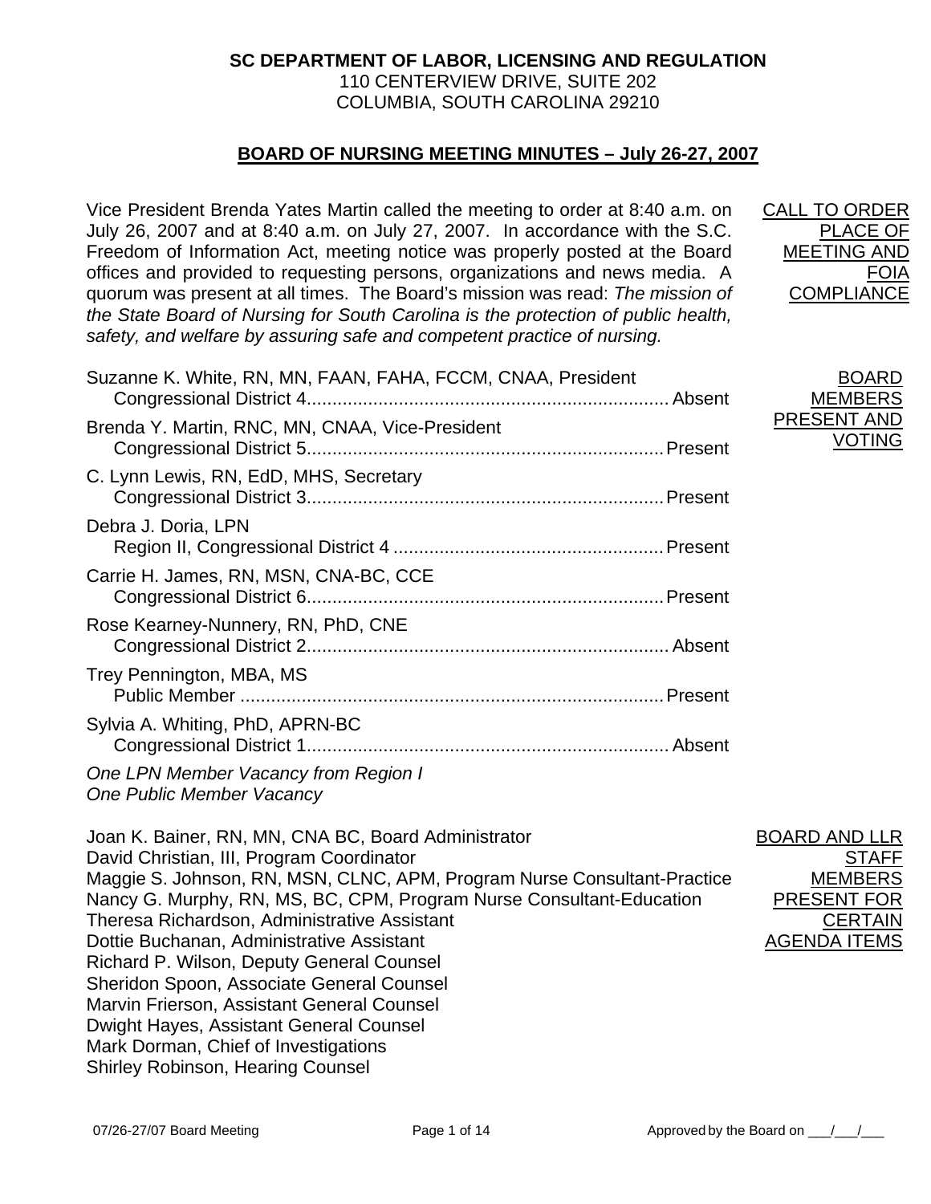**SC DEPARTMENT OF LABOR, LICENSING AND REGULATION**
110 CENTERVIEW DRIVE, SUITE 202
COLUMBIA, SOUTH CAROLINA 29210

## BOARD OF NURSING MEETING MINUTES – July 26-27, 2007

CALL TO ORDER PLACE OF MEETING AND FOIA COMPLIANCE

Vice President Brenda Yates Martin called the meeting to order at 8:40 a.m. on July 26, 2007 and at 8:40 a.m. on July 27, 2007. In accordance with the S.C. Freedom of Information Act, meeting notice was properly posted at the Board offices and provided to requesting persons, organizations and news media. A quorum was present at all times. The Board's mission was read: *The mission of the State Board of Nursing for South Carolina is the protection of public health, safety, and welfare by assuring safe and competent practice of nursing.*

BOARD MEMBERS PRESENT AND VOTING

Suzanne K. White, RN, MN, FAAN, FAHA, FCCM, CNAA, President
Congressional District 4........................................................................ Absent

Brenda Y. Martin, RNC, MN, CNAA, Vice-President
Congressional District 5........................................................................ Present

C. Lynn Lewis, RN, EdD, MHS, Secretary
Congressional District 3........................................................................ Present

Debra J. Doria, LPN
Region II, Congressional District 4 ........................................................ Present

Carrie H. James, RN, MSN, CNA-BC, CCE
Congressional District 6........................................................................ Present

Rose Kearney-Nunnery, RN, PhD, CNE
Congressional District 2........................................................................ Absent

Trey Pennington, MBA, MS
Public Member ........................................................................................ Present

Sylvia A. Whiting, PhD, APRN-BC
Congressional District 1........................................................................ Absent

*One LPN Member Vacancy from Region I*
*One Public Member Vacancy*

BOARD AND LLR STAFF MEMBERS PRESENT FOR CERTAIN AGENDA ITEMS

Joan K. Bainer, RN, MN, CNA BC, Board Administrator
David Christian, III, Program Coordinator
Maggie S. Johnson, RN, MSN, CLNC, APM, Program Nurse Consultant-Practice
Nancy G. Murphy, RN, MS, BC, CPM, Program Nurse Consultant-Education
Theresa Richardson, Administrative Assistant
Dottie Buchanan, Administrative Assistant
Richard P. Wilson, Deputy General Counsel
Sheridon Spoon, Associate General Counsel
Marvin Frierson, Assistant General Counsel
Dwight Hayes, Assistant General Counsel
Mark Dorman, Chief of Investigations
Shirley Robinson, Hearing Counsel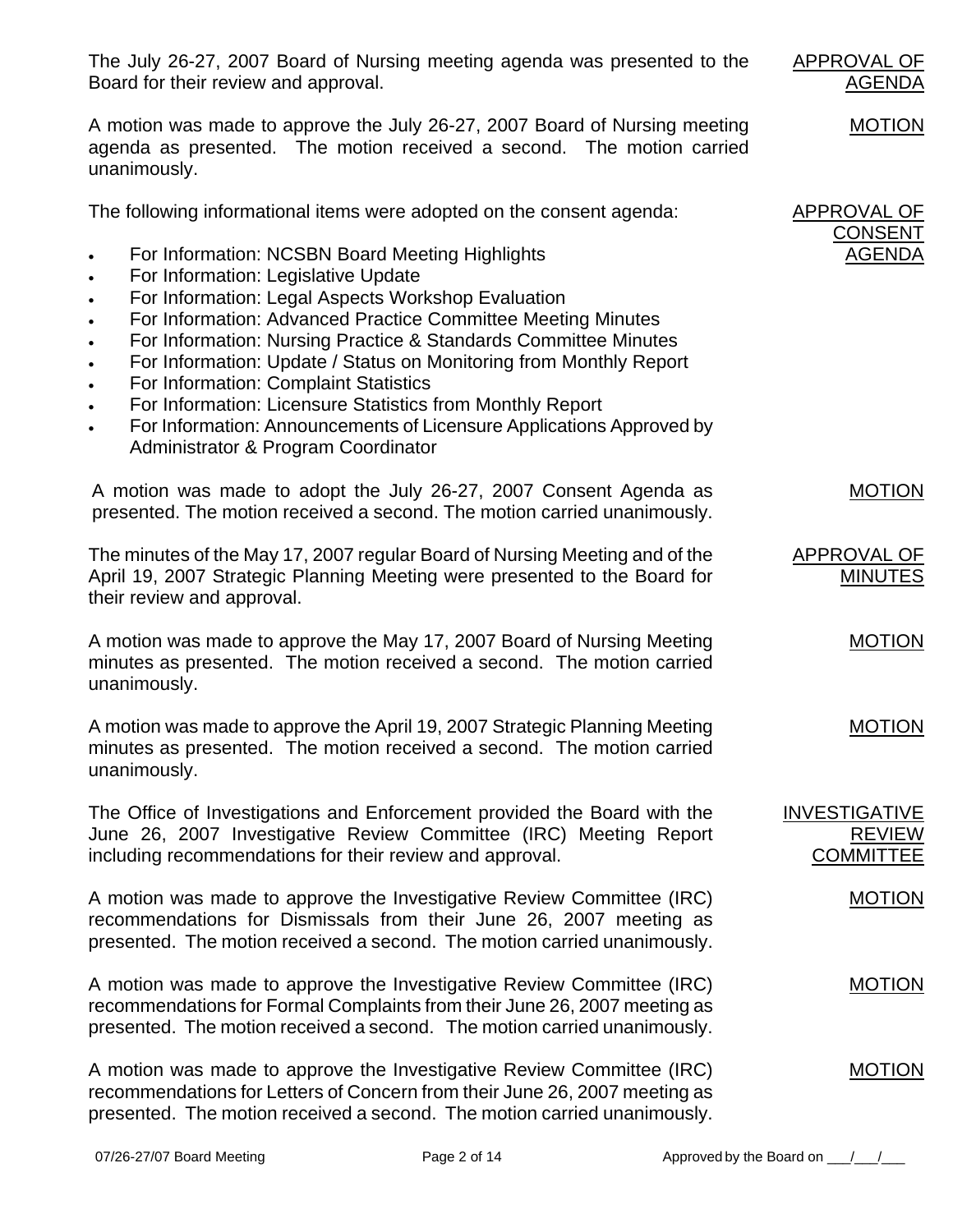**APPROVAL OF AGENDA**

The July 26-27, 2007 Board of Nursing meeting agenda was presented to the Board for their review and approval.

**MOTION**

A motion was made to approve the July 26-27, 2007 Board of Nursing meeting agenda as presented. The motion received a second. The motion carried unanimously.

**APPROVAL OF CONSENT AGENDA**

The following informational items were adopted on the consent agenda:

- For Information: NCSBN Board Meeting Highlights
- For Information: Legislative Update
- For Information: Legal Aspects Workshop Evaluation
- For Information: Advanced Practice Committee Meeting Minutes
- For Information: Nursing Practice & Standards Committee Minutes
- For Information: Update / Status on Monitoring from Monthly Report
- For Information: Complaint Statistics
- For Information: Licensure Statistics from Monthly Report
- For Information: Announcements of Licensure Applications Approved by Administrator & Program Coordinator

**MOTION**

A motion was made to adopt the July 26-27, 2007 Consent Agenda as presented. The motion received a second. The motion carried unanimously.

**APPROVAL OF MINUTES**

The minutes of the May 17, 2007 regular Board of Nursing Meeting and of the April 19, 2007 Strategic Planning Meeting were presented to the Board for their review and approval.

**MOTION**

A motion was made to approve the May 17, 2007 Board of Nursing Meeting minutes as presented. The motion received a second. The motion carried unanimously.

**MOTION**

A motion was made to approve the April 19, 2007 Strategic Planning Meeting minutes as presented. The motion received a second. The motion carried unanimously.

**INVESTIGATIVE REVIEW COMMITTEE**

The Office of Investigations and Enforcement provided the Board with the June 26, 2007 Investigative Review Committee (IRC) Meeting Report including recommendations for their review and approval.

**MOTION**

A motion was made to approve the Investigative Review Committee (IRC) recommendations for Dismissals from their June 26, 2007 meeting as presented. The motion received a second. The motion carried unanimously.

**MOTION**

A motion was made to approve the Investigative Review Committee (IRC) recommendations for Formal Complaints from their June 26, 2007 meeting as presented. The motion received a second. The motion carried unanimously.

**MOTION**

A motion was made to approve the Investigative Review Committee (IRC) recommendations for Letters of Concern from their June 26, 2007 meeting as presented. The motion received a second. The motion carried unanimously.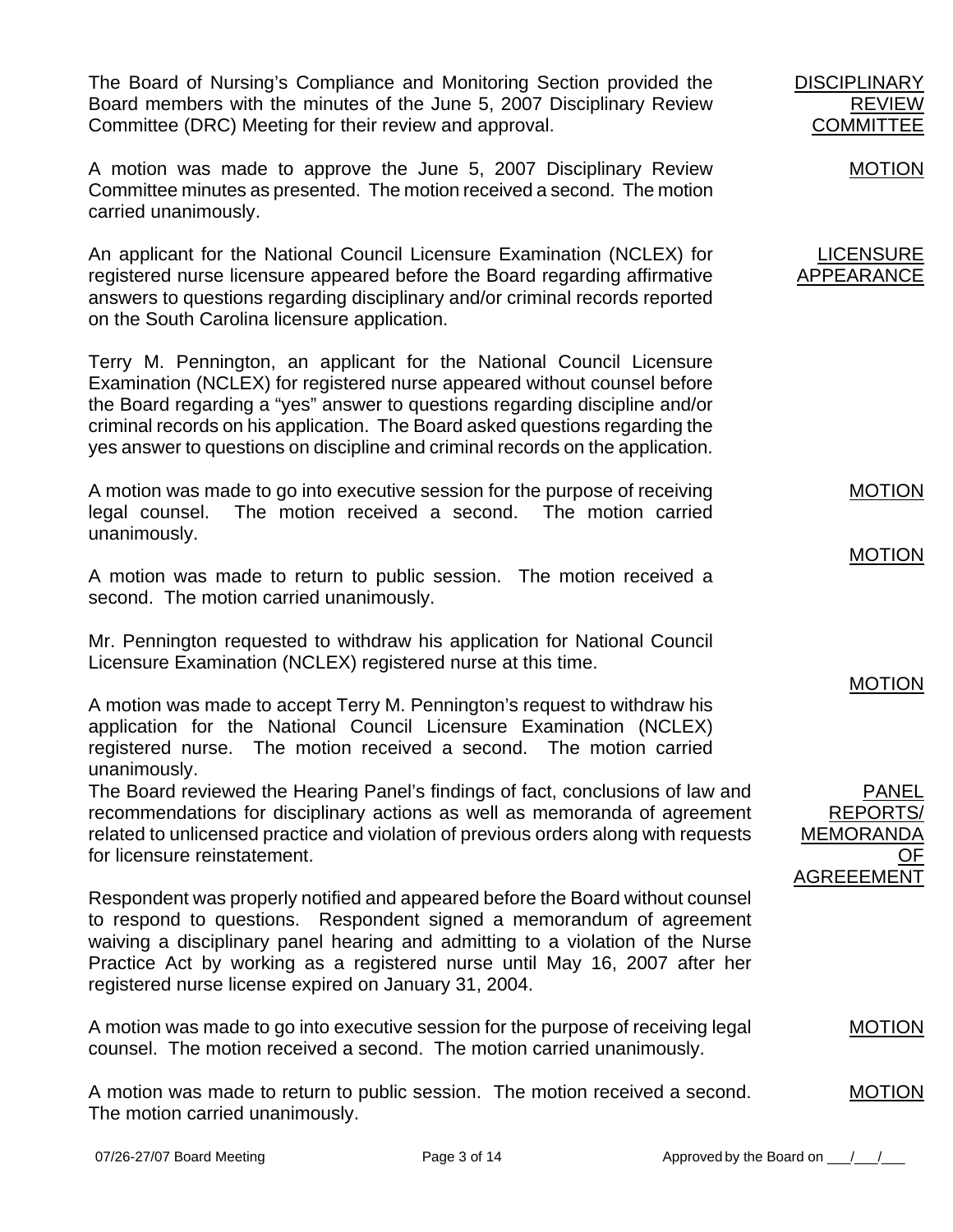**DISCIPLINARY REVIEW COMMITTEE**

The Board of Nursing's Compliance and Monitoring Section provided the Board members with the minutes of the June 5, 2007 Disciplinary Review Committee (DRC) Meeting for their review and approval.

**MOTION**

A motion was made to approve the June 5, 2007 Disciplinary Review Committee minutes as presented. The motion received a second. The motion carried unanimously.

**LICENSURE APPEARANCE**

An applicant for the National Council Licensure Examination (NCLEX) for registered nurse licensure appeared before the Board regarding affirmative answers to questions regarding disciplinary and/or criminal records reported on the South Carolina licensure application.

Terry M. Pennington, an applicant for the National Council Licensure Examination (NCLEX) for registered nurse appeared without counsel before the Board regarding a "yes" answer to questions regarding discipline and/or criminal records on his application. The Board asked questions regarding the yes answer to questions on discipline and criminal records on the application.

**MOTION**

A motion was made to go into executive session for the purpose of receiving legal counsel. The motion received a second. The motion carried unanimously.

**MOTION**

A motion was made to return to public session. The motion received a second. The motion carried unanimously.

Mr. Pennington requested to withdraw his application for National Council Licensure Examination (NCLEX) registered nurse at this time.

**MOTION**

A motion was made to accept Terry M. Pennington's request to withdraw his application for the National Council Licensure Examination (NCLEX) registered nurse. The motion received a second. The motion carried unanimously.

**PANEL REPORTS/ MEMORANDA OF AGREEEMENT**

The Board reviewed the Hearing Panel's findings of fact, conclusions of law and recommendations for disciplinary actions as well as memoranda of agreement related to unlicensed practice and violation of previous orders along with requests for licensure reinstatement.

Respondent was properly notified and appeared before the Board without counsel to respond to questions. Respondent signed a memorandum of agreement waiving a disciplinary panel hearing and admitting to a violation of the Nurse Practice Act by working as a registered nurse until May 16, 2007 after her registered nurse license expired on January 31, 2004.

**MOTION**

A motion was made to go into executive session for the purpose of receiving legal counsel. The motion received a second. The motion carried unanimously.

**MOTION**

A motion was made to return to public session. The motion received a second. The motion carried unanimously.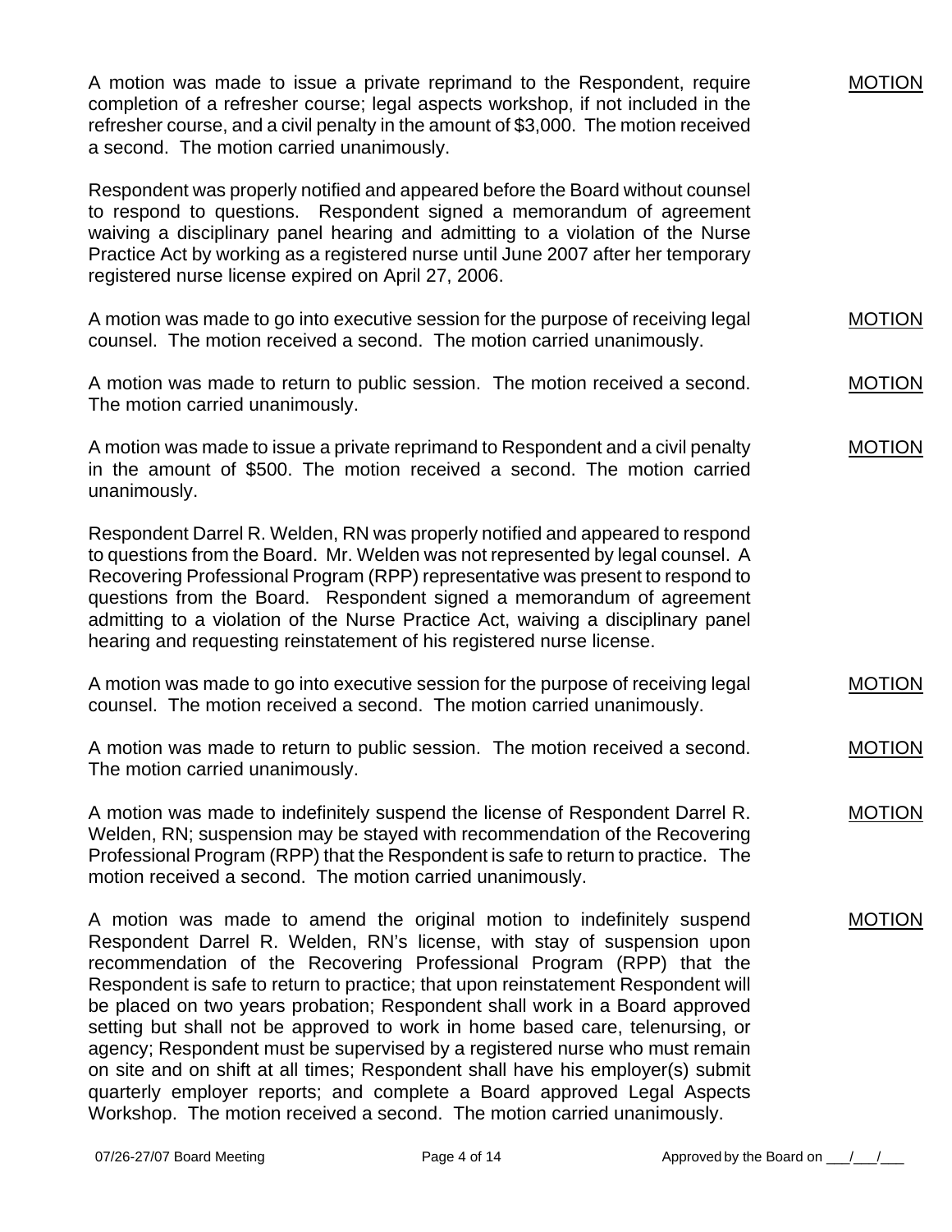A motion was made to issue a private reprimand to the Respondent, require completion of a refresher course; legal aspects workshop, if not included in the refresher course, and a civil penalty in the amount of $3,000. The motion received a second. The motion carried unanimously. MOTION

Respondent was properly notified and appeared before the Board without counsel to respond to questions. Respondent signed a memorandum of agreement waiving a disciplinary panel hearing and admitting to a violation of the Nurse Practice Act by working as a registered nurse until June 2007 after her temporary registered nurse license expired on April 27, 2006.

A motion was made to go into executive session for the purpose of receiving legal counsel. The motion received a second. The motion carried unanimously. MOTION

A motion was made to return to public session. The motion received a second. The motion carried unanimously. MOTION

A motion was made to issue a private reprimand to Respondent and a civil penalty in the amount of $500. The motion received a second. The motion carried unanimously. MOTION

Respondent Darrel R. Welden, RN was properly notified and appeared to respond to questions from the Board. Mr. Welden was not represented by legal counsel. A Recovering Professional Program (RPP) representative was present to respond to questions from the Board. Respondent signed a memorandum of agreement admitting to a violation of the Nurse Practice Act, waiving a disciplinary panel hearing and requesting reinstatement of his registered nurse license.

A motion was made to go into executive session for the purpose of receiving legal counsel. The motion received a second. The motion carried unanimously. MOTION

A motion was made to return to public session. The motion received a second. The motion carried unanimously. MOTION

A motion was made to indefinitely suspend the license of Respondent Darrel R. Welden, RN; suspension may be stayed with recommendation of the Recovering Professional Program (RPP) that the Respondent is safe to return to practice. The motion received a second. The motion carried unanimously. MOTION

A motion was made to amend the original motion to indefinitely suspend Respondent Darrel R. Welden, RN's license, with stay of suspension upon recommendation of the Recovering Professional Program (RPP) that the Respondent is safe to return to practice; that upon reinstatement Respondent will be placed on two years probation; Respondent shall work in a Board approved setting but shall not be approved to work in home based care, telenursing, or agency; Respondent must be supervised by a registered nurse who must remain on site and on shift at all times; Respondent shall have his employer(s) submit quarterly employer reports; and complete a Board approved Legal Aspects Workshop. The motion received a second. The motion carried unanimously. MOTION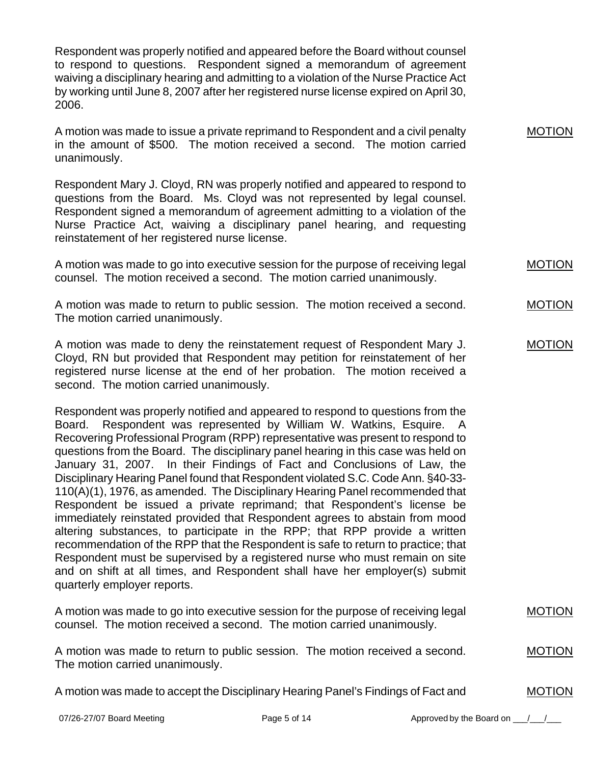Respondent was properly notified and appeared before the Board without counsel to respond to questions. Respondent signed a memorandum of agreement waiving a disciplinary hearing and admitting to a violation of the Nurse Practice Act by working until June 8, 2007 after her registered nurse license expired on April 30, 2006.

A motion was made to issue a private reprimand to Respondent and a civil penalty in the amount of $500. The motion received a second. The motion carried unanimously. MOTION

Respondent Mary J. Cloyd, RN was properly notified and appeared to respond to questions from the Board. Ms. Cloyd was not represented by legal counsel. Respondent signed a memorandum of agreement admitting to a violation of the Nurse Practice Act, waiving a disciplinary panel hearing, and requesting reinstatement of her registered nurse license.

A motion was made to go into executive session for the purpose of receiving legal counsel. The motion received a second. The motion carried unanimously. MOTION

A motion was made to return to public session. The motion received a second. The motion carried unanimously. MOTION

A motion was made to deny the reinstatement request of Respondent Mary J. Cloyd, RN but provided that Respondent may petition for reinstatement of her registered nurse license at the end of her probation. The motion received a second. The motion carried unanimously. MOTION

Respondent was properly notified and appeared to respond to questions from the Board. Respondent was represented by William W. Watkins, Esquire. A Recovering Professional Program (RPP) representative was present to respond to questions from the Board. The disciplinary panel hearing in this case was held on January 31, 2007. In their Findings of Fact and Conclusions of Law, the Disciplinary Hearing Panel found that Respondent violated S.C. Code Ann. §40-33-110(A)(1), 1976, as amended. The Disciplinary Hearing Panel recommended that Respondent be issued a private reprimand; that Respondent's license be immediately reinstated provided that Respondent agrees to abstain from mood altering substances, to participate in the RPP; that RPP provide a written recommendation of the RPP that the Respondent is safe to return to practice; that Respondent must be supervised by a registered nurse who must remain on site and on shift at all times, and Respondent shall have her employer(s) submit quarterly employer reports.

A motion was made to go into executive session for the purpose of receiving legal counsel. The motion received a second. The motion carried unanimously. MOTION

A motion was made to return to public session. The motion received a second. The motion carried unanimously. MOTION

A motion was made to accept the Disciplinary Hearing Panel's Findings of Fact and MOTION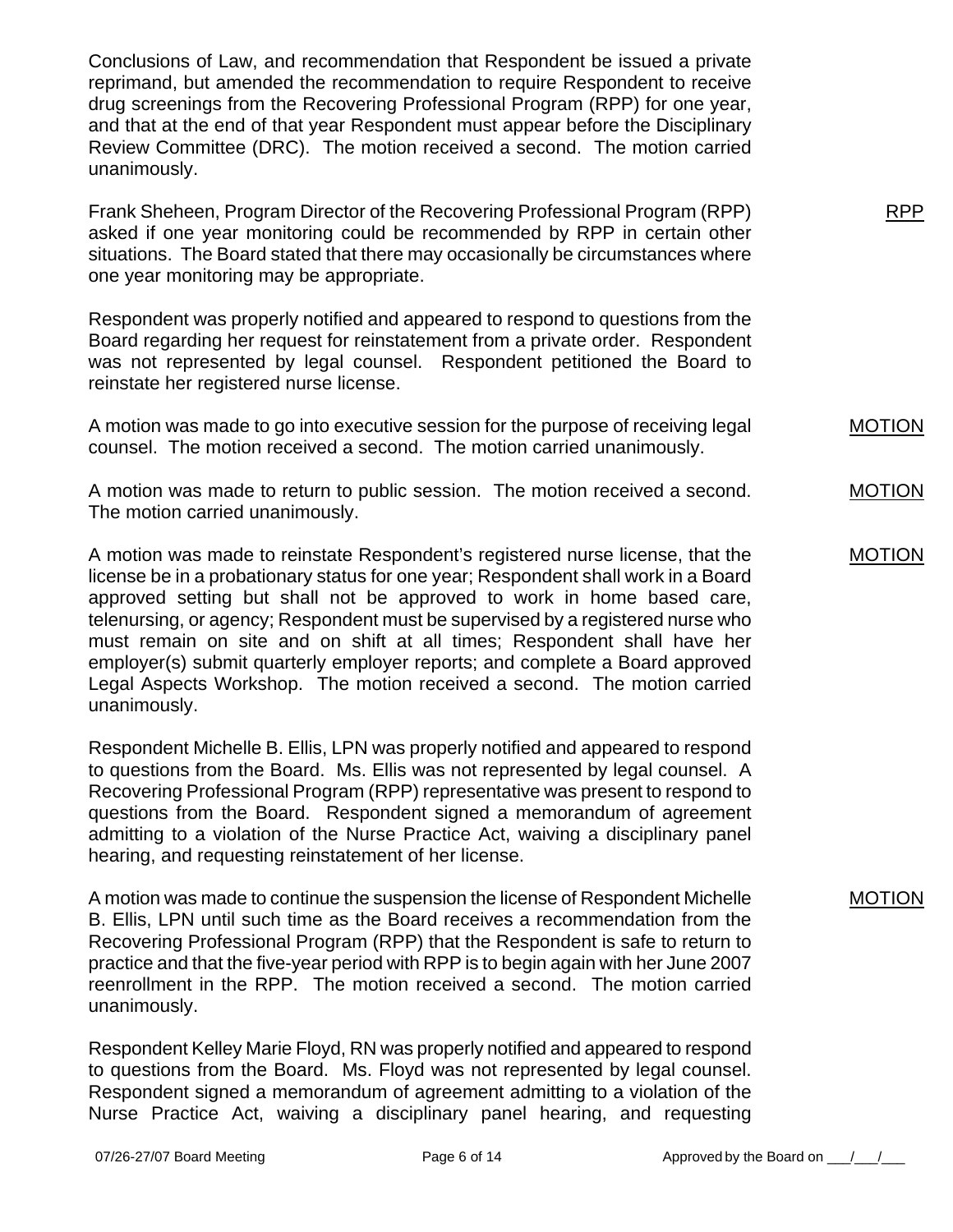Conclusions of Law, and recommendation that Respondent be issued a private reprimand, but amended the recommendation to require Respondent to receive drug screenings from the Recovering Professional Program (RPP) for one year, and that at the end of that year Respondent must appear before the Disciplinary Review Committee (DRC). The motion received a second. The motion carried unanimously.

Frank Sheheen, Program Director of the Recovering Professional Program (RPP) asked if one year monitoring could be recommended by RPP in certain other situations. The Board stated that there may occasionally be circumstances where one year monitoring may be appropriate. RPP

Respondent was properly notified and appeared to respond to questions from the Board regarding her request for reinstatement from a private order. Respondent was not represented by legal counsel. Respondent petitioned the Board to reinstate her registered nurse license.

A motion was made to go into executive session for the purpose of receiving legal counsel. The motion received a second. The motion carried unanimously. MOTION

A motion was made to return to public session. The motion received a second. The motion carried unanimously. MOTION

A motion was made to reinstate Respondent's registered nurse license, that the license be in a probationary status for one year; Respondent shall work in a Board approved setting but shall not be approved to work in home based care, telenursing, or agency; Respondent must be supervised by a registered nurse who must remain on site and on shift at all times; Respondent shall have her employer(s) submit quarterly employer reports; and complete a Board approved Legal Aspects Workshop. The motion received a second. The motion carried unanimously. MOTION

Respondent Michelle B. Ellis, LPN was properly notified and appeared to respond to questions from the Board. Ms. Ellis was not represented by legal counsel. A Recovering Professional Program (RPP) representative was present to respond to questions from the Board. Respondent signed a memorandum of agreement admitting to a violation of the Nurse Practice Act, waiving a disciplinary panel hearing, and requesting reinstatement of her license.

A motion was made to continue the suspension the license of Respondent Michelle B. Ellis, LPN until such time as the Board receives a recommendation from the Recovering Professional Program (RPP) that the Respondent is safe to return to practice and that the five-year period with RPP is to begin again with her June 2007 reenrollment in the RPP. The motion received a second. The motion carried unanimously. MOTION

Respondent Kelley Marie Floyd, RN was properly notified and appeared to respond to questions from the Board. Ms. Floyd was not represented by legal counsel. Respondent signed a memorandum of agreement admitting to a violation of the Nurse Practice Act, waiving a disciplinary panel hearing, and requesting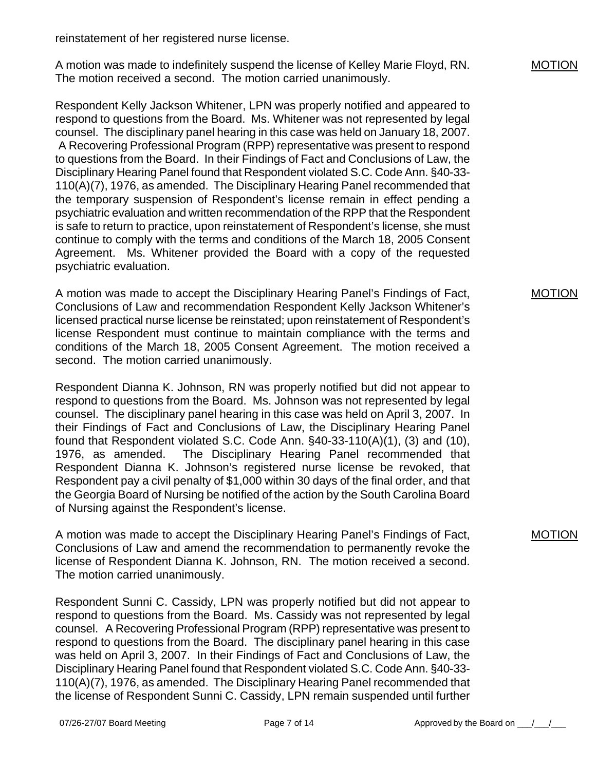reinstatement of her registered nurse license.

A motion was made to indefinitely suspend the license of Kelley Marie Floyd, RN. The motion received a second. The motion carried unanimously.

MOTION

Respondent Kelly Jackson Whitener, LPN was properly notified and appeared to respond to questions from the Board. Ms. Whitener was not represented by legal counsel. The disciplinary panel hearing in this case was held on January 18, 2007. A Recovering Professional Program (RPP) representative was present to respond to questions from the Board. In their Findings of Fact and Conclusions of Law, the Disciplinary Hearing Panel found that Respondent violated S.C. Code Ann. §40-33-110(A)(7), 1976, as amended. The Disciplinary Hearing Panel recommended that the temporary suspension of Respondent's license remain in effect pending a psychiatric evaluation and written recommendation of the RPP that the Respondent is safe to return to practice, upon reinstatement of Respondent's license, she must continue to comply with the terms and conditions of the March 18, 2005 Consent Agreement. Ms. Whitener provided the Board with a copy of the requested psychiatric evaluation.

A motion was made to accept the Disciplinary Hearing Panel's Findings of Fact, Conclusions of Law and recommendation Respondent Kelly Jackson Whitener's licensed practical nurse license be reinstated; upon reinstatement of Respondent's license Respondent must continue to maintain compliance with the terms and conditions of the March 18, 2005 Consent Agreement. The motion received a second. The motion carried unanimously.

MOTION

Respondent Dianna K. Johnson, RN was properly notified but did not appear to respond to questions from the Board. Ms. Johnson was not represented by legal counsel. The disciplinary panel hearing in this case was held on April 3, 2007. In their Findings of Fact and Conclusions of Law, the Disciplinary Hearing Panel found that Respondent violated S.C. Code Ann. §40-33-110(A)(1), (3) and (10), 1976, as amended. The Disciplinary Hearing Panel recommended that Respondent Dianna K. Johnson's registered nurse license be revoked, that Respondent pay a civil penalty of $1,000 within 30 days of the final order, and that the Georgia Board of Nursing be notified of the action by the South Carolina Board of Nursing against the Respondent's license.

A motion was made to accept the Disciplinary Hearing Panel's Findings of Fact, Conclusions of Law and amend the recommendation to permanently revoke the license of Respondent Dianna K. Johnson, RN. The motion received a second. The motion carried unanimously.

MOTION

Respondent Sunni C. Cassidy, LPN was properly notified but did not appear to respond to questions from the Board. Ms. Cassidy was not represented by legal counsel. A Recovering Professional Program (RPP) representative was present to respond to questions from the Board. The disciplinary panel hearing in this case was held on April 3, 2007. In their Findings of Fact and Conclusions of Law, the Disciplinary Hearing Panel found that Respondent violated S.C. Code Ann. §40-33-110(A)(7), 1976, as amended. The Disciplinary Hearing Panel recommended that the license of Respondent Sunni C. Cassidy, LPN remain suspended until further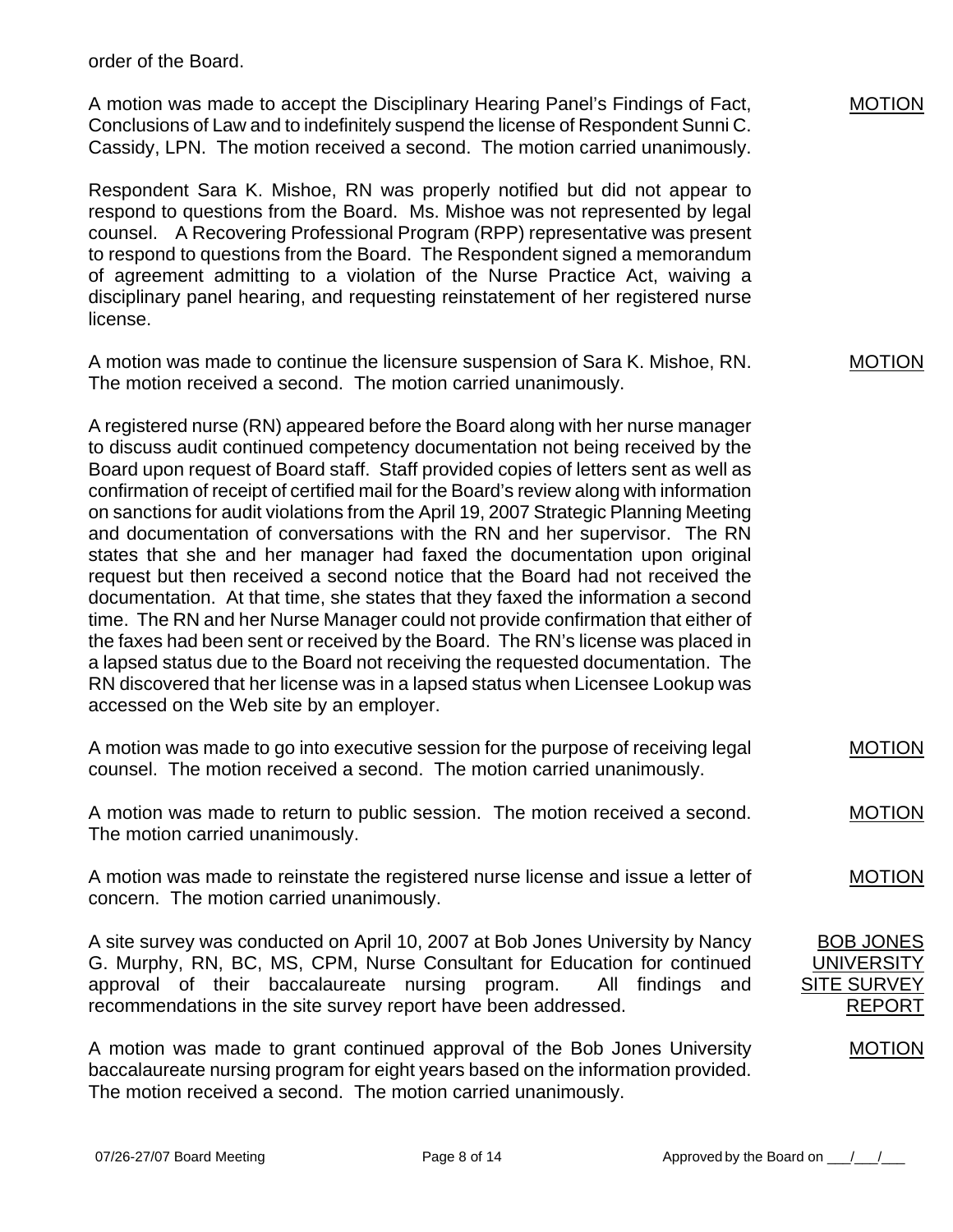order of the Board.

A motion was made to accept the Disciplinary Hearing Panel's Findings of Fact, Conclusions of Law and to indefinitely suspend the license of Respondent Sunni C. Cassidy, LPN. The motion received a second. The motion carried unanimously.

MOTION

Respondent Sara K. Mishoe, RN was properly notified but did not appear to respond to questions from the Board. Ms. Mishoe was not represented by legal counsel. A Recovering Professional Program (RPP) representative was present to respond to questions from the Board. The Respondent signed a memorandum of agreement admitting to a violation of the Nurse Practice Act, waiving a disciplinary panel hearing, and requesting reinstatement of her registered nurse license.

A motion was made to continue the licensure suspension of Sara K. Mishoe, RN. The motion received a second. The motion carried unanimously.

MOTION

A registered nurse (RN) appeared before the Board along with her nurse manager to discuss audit continued competency documentation not being received by the Board upon request of Board staff. Staff provided copies of letters sent as well as confirmation of receipt of certified mail for the Board's review along with information on sanctions for audit violations from the April 19, 2007 Strategic Planning Meeting and documentation of conversations with the RN and her supervisor. The RN states that she and her manager had faxed the documentation upon original request but then received a second notice that the Board had not received the documentation. At that time, she states that they faxed the information a second time. The RN and her Nurse Manager could not provide confirmation that either of the faxes had been sent or received by the Board. The RN's license was placed in a lapsed status due to the Board not receiving the requested documentation. The RN discovered that her license was in a lapsed status when Licensee Lookup was accessed on the Web site by an employer.

A motion was made to go into executive session for the purpose of receiving legal counsel. The motion received a second. The motion carried unanimously.

MOTION

A motion was made to return to public session. The motion received a second. The motion carried unanimously.

MOTION

A motion was made to reinstate the registered nurse license and issue a letter of concern. The motion carried unanimously.

MOTION

BOB JONES UNIVERSITY SITE SURVEY REPORT

A site survey was conducted on April 10, 2007 at Bob Jones University by Nancy G. Murphy, RN, BC, MS, CPM, Nurse Consultant for Education for continued approval of their baccalaureate nursing program. All findings and recommendations in the site survey report have been addressed.

A motion was made to grant continued approval of the Bob Jones University baccalaureate nursing program for eight years based on the information provided. The motion received a second. The motion carried unanimously.

MOTION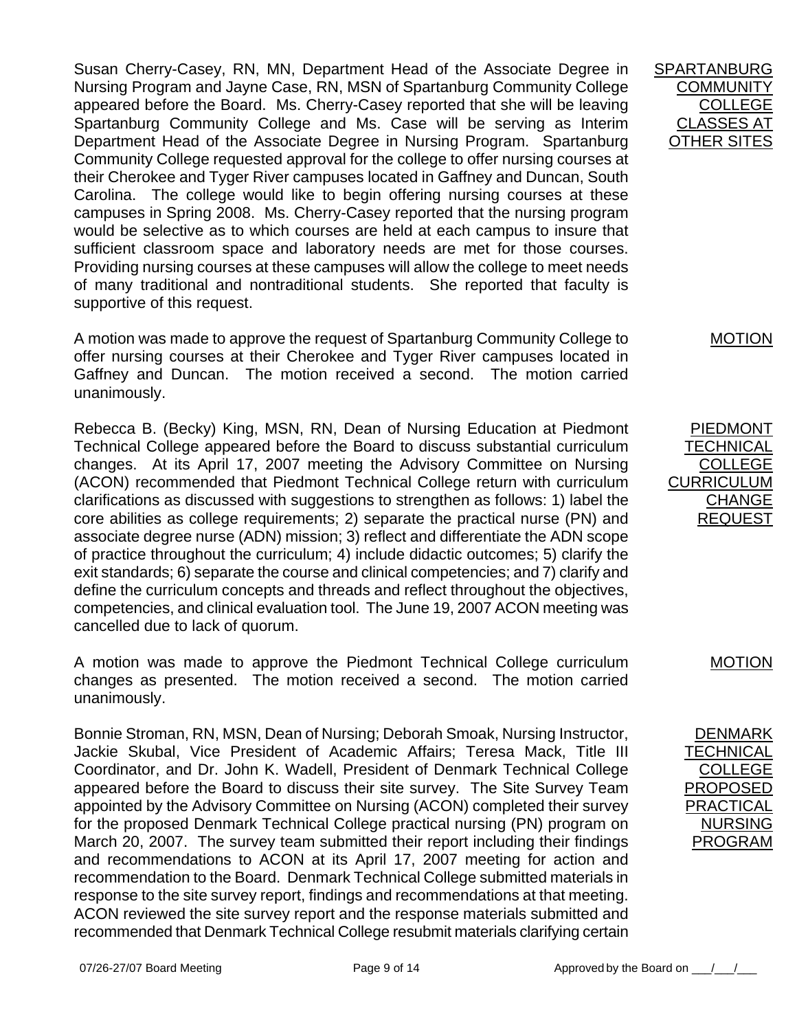**SPARTANBURG COMMUNITY COLLEGE CLASSES AT OTHER SITES**

Susan Cherry-Casey, RN, MN, Department Head of the Associate Degree in Nursing Program and Jayne Case, RN, MSN of Spartanburg Community College appeared before the Board. Ms. Cherry-Casey reported that she will be leaving Spartanburg Community College and Ms. Case will be serving as Interim Department Head of the Associate Degree in Nursing Program. Spartanburg Community College requested approval for the college to offer nursing courses at their Cherokee and Tyger River campuses located in Gaffney and Duncan, South Carolina. The college would like to begin offering nursing courses at these campuses in Spring 2008. Ms. Cherry-Casey reported that the nursing program would be selective as to which courses are held at each campus to insure that sufficient classroom space and laboratory needs are met for those courses. Providing nursing courses at these campuses will allow the college to meet needs of many traditional and nontraditional students. She reported that faculty is supportive of this request.

**MOTION**

A motion was made to approve the request of Spartanburg Community College to offer nursing courses at their Cherokee and Tyger River campuses located in Gaffney and Duncan. The motion received a second. The motion carried unanimously.

**PIEDMONT TECHNICAL COLLEGE CURRICULUM CHANGE REQUEST**

Rebecca B. (Becky) King, MSN, RN, Dean of Nursing Education at Piedmont Technical College appeared before the Board to discuss substantial curriculum changes. At its April 17, 2007 meeting the Advisory Committee on Nursing (ACON) recommended that Piedmont Technical College return with curriculum clarifications as discussed with suggestions to strengthen as follows: 1) label the core abilities as college requirements; 2) separate the practical nurse (PN) and associate degree nurse (ADN) mission; 3) reflect and differentiate the ADN scope of practice throughout the curriculum; 4) include didactic outcomes; 5) clarify the exit standards; 6) separate the course and clinical competencies; and 7) clarify and define the curriculum concepts and threads and reflect throughout the objectives, competencies, and clinical evaluation tool. The June 19, 2007 ACON meeting was cancelled due to lack of quorum.

**MOTION**

A motion was made to approve the Piedmont Technical College curriculum changes as presented. The motion received a second. The motion carried unanimously.

**DENMARK TECHNICAL COLLEGE PROPOSED PRACTICAL NURSING PROGRAM**

Bonnie Stroman, RN, MSN, Dean of Nursing; Deborah Smoak, Nursing Instructor, Jackie Skubal, Vice President of Academic Affairs; Teresa Mack, Title III Coordinator, and Dr. John K. Wadell, President of Denmark Technical College appeared before the Board to discuss their site survey. The Site Survey Team appointed by the Advisory Committee on Nursing (ACON) completed their survey for the proposed Denmark Technical College practical nursing (PN) program on March 20, 2007. The survey team submitted their report including their findings and recommendations to ACON at its April 17, 2007 meeting for action and recommendation to the Board. Denmark Technical College submitted materials in response to the site survey report, findings and recommendations at that meeting. ACON reviewed the site survey report and the response materials submitted and recommended that Denmark Technical College resubmit materials clarifying certain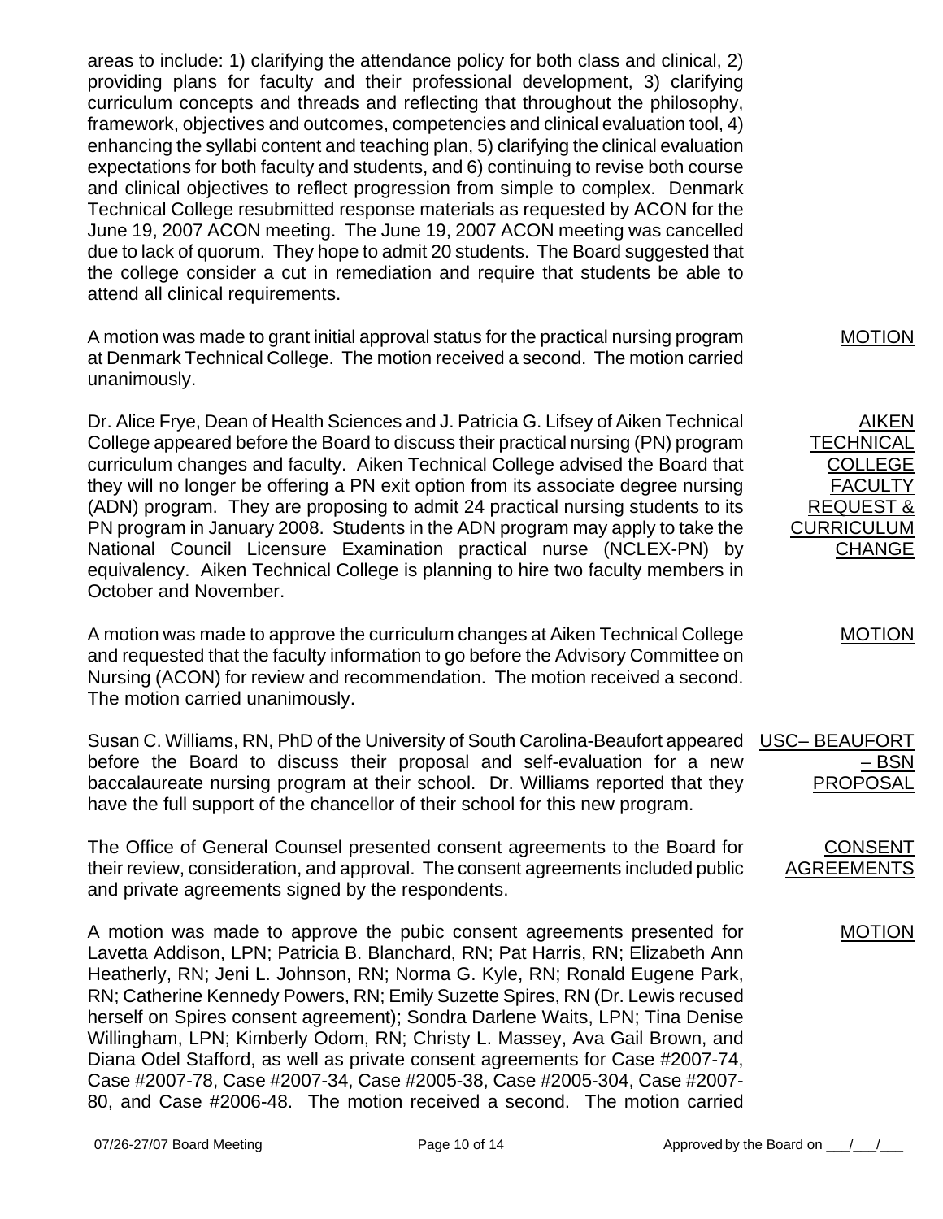areas to include: 1) clarifying the attendance policy for both class and clinical, 2) providing plans for faculty and their professional development, 3) clarifying curriculum concepts and threads and reflecting that throughout the philosophy, framework, objectives and outcomes, competencies and clinical evaluation tool, 4) enhancing the syllabi content and teaching plan, 5) clarifying the clinical evaluation expectations for both faculty and students, and 6) continuing to revise both course and clinical objectives to reflect progression from simple to complex. Denmark Technical College resubmitted response materials as requested by ACON for the June 19, 2007 ACON meeting. The June 19, 2007 ACON meeting was cancelled due to lack of quorum. They hope to admit 20 students. The Board suggested that the college consider a cut in remediation and require that students be able to attend all clinical requirements.

MOTION

A motion was made to grant initial approval status for the practical nursing program at Denmark Technical College. The motion received a second. The motion carried unanimously.

AIKEN TECHNICAL COLLEGE FACULTY REQUEST & CURRICULUM CHANGE

Dr. Alice Frye, Dean of Health Sciences and J. Patricia G. Lifsey of Aiken Technical College appeared before the Board to discuss their practical nursing (PN) program curriculum changes and faculty. Aiken Technical College advised the Board that they will no longer be offering a PN exit option from its associate degree nursing (ADN) program. They are proposing to admit 24 practical nursing students to its PN program in January 2008. Students in the ADN program may apply to take the National Council Licensure Examination practical nurse (NCLEX-PN) by equivalency. Aiken Technical College is planning to hire two faculty members in October and November.

MOTION

A motion was made to approve the curriculum changes at Aiken Technical College and requested that the faculty information to go before the Advisory Committee on Nursing (ACON) for review and recommendation. The motion received a second. The motion carried unanimously.

USC– BEAUFORT – BSN PROPOSAL

Susan C. Williams, RN, PhD of the University of South Carolina-Beaufort appeared before the Board to discuss their proposal and self-evaluation for a new baccalaureate nursing program at their school. Dr. Williams reported that they have the full support of the chancellor of their school for this new program.

CONSENT AGREEMENTS

The Office of General Counsel presented consent agreements to the Board for their review, consideration, and approval. The consent agreements included public and private agreements signed by the respondents.

MOTION

A motion was made to approve the pubic consent agreements presented for Lavetta Addison, LPN; Patricia B. Blanchard, RN; Pat Harris, RN; Elizabeth Ann Heatherly, RN; Jeni L. Johnson, RN; Norma G. Kyle, RN; Ronald Eugene Park, RN; Catherine Kennedy Powers, RN; Emily Suzette Spires, RN (Dr. Lewis recused herself on Spires consent agreement); Sondra Darlene Waits, LPN; Tina Denise Willingham, LPN; Kimberly Odom, RN; Christy L. Massey, Ava Gail Brown, and Diana Odel Stafford, as well as private consent agreements for Case #2007-74, Case #2007-78, Case #2007-34, Case #2005-38, Case #2005-304, Case #2007-80, and Case #2006-48. The motion received a second. The motion carried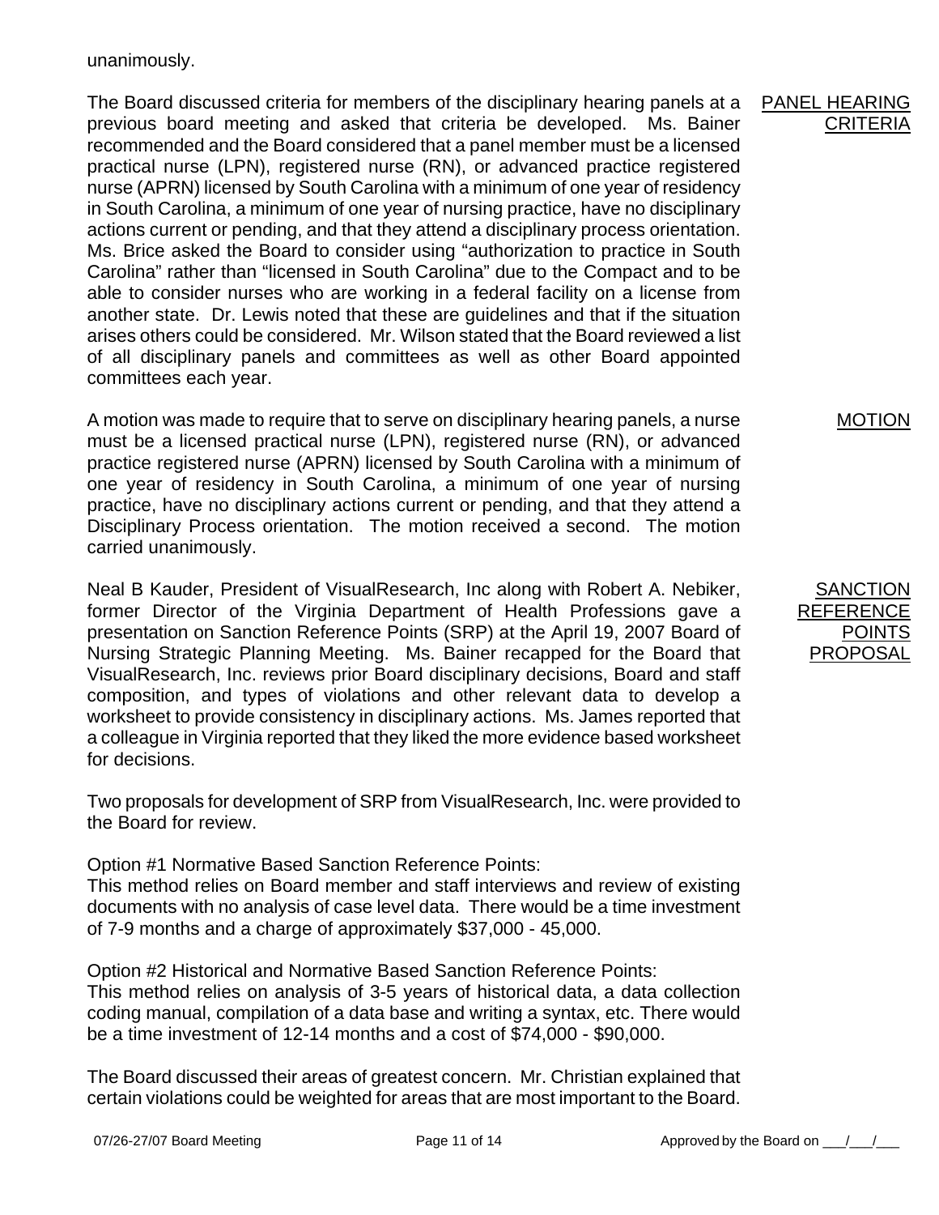unanimously.

**PANEL HEARING CRITERIA**

The Board discussed criteria for members of the disciplinary hearing panels at a previous board meeting and asked that criteria be developed. Ms. Bainer recommended and the Board considered that a panel member must be a licensed practical nurse (LPN), registered nurse (RN), or advanced practice registered nurse (APRN) licensed by South Carolina with a minimum of one year of residency in South Carolina, a minimum of one year of nursing practice, have no disciplinary actions current or pending, and that they attend a disciplinary process orientation. Ms. Brice asked the Board to consider using "authorization to practice in South Carolina" rather than "licensed in South Carolina" due to the Compact and to be able to consider nurses who are working in a federal facility on a license from another state. Dr. Lewis noted that these are guidelines and that if the situation arises others could be considered. Mr. Wilson stated that the Board reviewed a list of all disciplinary panels and committees as well as other Board appointed committees each year.

**MOTION**

A motion was made to require that to serve on disciplinary hearing panels, a nurse must be a licensed practical nurse (LPN), registered nurse (RN), or advanced practice registered nurse (APRN) licensed by South Carolina with a minimum of one year of residency in South Carolina, a minimum of one year of nursing practice, have no disciplinary actions current or pending, and that they attend a Disciplinary Process orientation. The motion received a second. The motion carried unanimously.

**SANCTION REFERENCE POINTS PROPOSAL**

Neal B Kauder, President of VisualResearch, Inc along with Robert A. Nebiker, former Director of the Virginia Department of Health Professions gave a presentation on Sanction Reference Points (SRP) at the April 19, 2007 Board of Nursing Strategic Planning Meeting. Ms. Bainer recapped for the Board that VisualResearch, Inc. reviews prior Board disciplinary decisions, Board and staff composition, and types of violations and other relevant data to develop a worksheet to provide consistency in disciplinary actions. Ms. James reported that a colleague in Virginia reported that they liked the more evidence based worksheet for decisions.

Two proposals for development of SRP from VisualResearch, Inc. were provided to the Board for review.

Option #1 Normative Based Sanction Reference Points:
This method relies on Board member and staff interviews and review of existing documents with no analysis of case level data. There would be a time investment of 7-9 months and a charge of approximately $37,000 - 45,000.

Option #2 Historical and Normative Based Sanction Reference Points:
This method relies on analysis of 3-5 years of historical data, a data collection coding manual, compilation of a data base and writing a syntax, etc. There would be a time investment of 12-14 months and a cost of $74,000 - $90,000.

The Board discussed their areas of greatest concern. Mr. Christian explained that certain violations could be weighted for areas that are most important to the Board.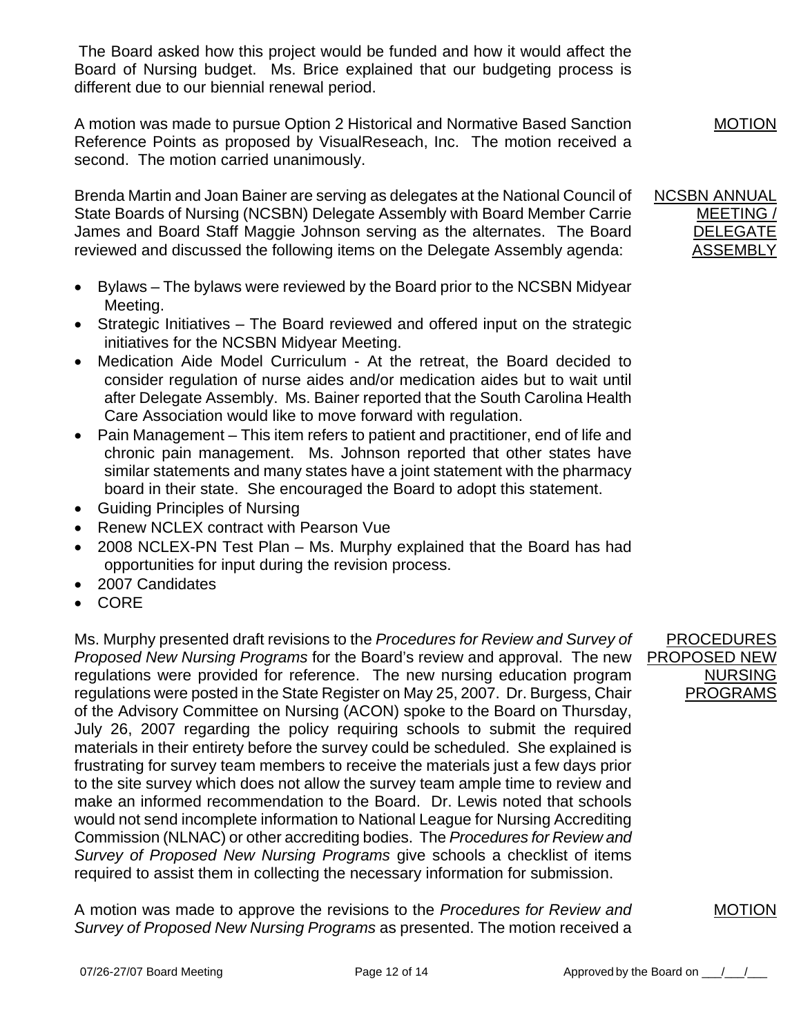The Board asked how this project would be funded and how it would affect the Board of Nursing budget. Ms. Brice explained that our budgeting process is different due to our biennial renewal period.

<u>MOTION</u>

A motion was made to pursue Option 2 Historical and Normative Based Sanction Reference Points as proposed by VisualReseach, Inc. The motion received a second. The motion carried unanimously.

<u>NCSBN ANNUAL MEETING / DELEGATE ASSEMBLY</u>

Brenda Martin and Joan Bainer are serving as delegates at the National Council of State Boards of Nursing (NCSBN) Delegate Assembly with Board Member Carrie James and Board Staff Maggie Johnson serving as the alternates. The Board reviewed and discussed the following items on the Delegate Assembly agenda:

- Bylaws – The bylaws were reviewed by the Board prior to the NCSBN Midyear Meeting.
- Strategic Initiatives – The Board reviewed and offered input on the strategic initiatives for the NCSBN Midyear Meeting.
- Medication Aide Model Curriculum - At the retreat, the Board decided to consider regulation of nurse aides and/or medication aides but to wait until after Delegate Assembly. Ms. Bainer reported that the South Carolina Health Care Association would like to move forward with regulation.
- Pain Management – This item refers to patient and practitioner, end of life and chronic pain management. Ms. Johnson reported that other states have similar statements and many states have a joint statement with the pharmacy board in their state. She encouraged the Board to adopt this statement.
- Guiding Principles of Nursing
- Renew NCLEX contract with Pearson Vue
- 2008 NCLEX-PN Test Plan – Ms. Murphy explained that the Board has had opportunities for input during the revision process.
- 2007 Candidates
- CORE

<u>PROCEDURES PROPOSED NEW NURSING PROGRAMS</u>

Ms. Murphy presented draft revisions to the *Procedures for Review and Survey of Proposed New Nursing Programs* for the Board's review and approval. The new regulations were provided for reference. The new nursing education program regulations were posted in the State Register on May 25, 2007. Dr. Burgess, Chair of the Advisory Committee on Nursing (ACON) spoke to the Board on Thursday, July 26, 2007 regarding the policy requiring schools to submit the required materials in their entirety before the survey could be scheduled. She explained is frustrating for survey team members to receive the materials just a few days prior to the site survey which does not allow the survey team ample time to review and make an informed recommendation to the Board. Dr. Lewis noted that schools would not send incomplete information to National League for Nursing Accrediting Commission (NLNAC) or other accrediting bodies. The *Procedures for Review and Survey of Proposed New Nursing Programs* give schools a checklist of items required to assist them in collecting the necessary information for submission.

<u>MOTION</u>

A motion was made to approve the revisions to the *Procedures for Review and Survey of Proposed New Nursing Programs* as presented. The motion received a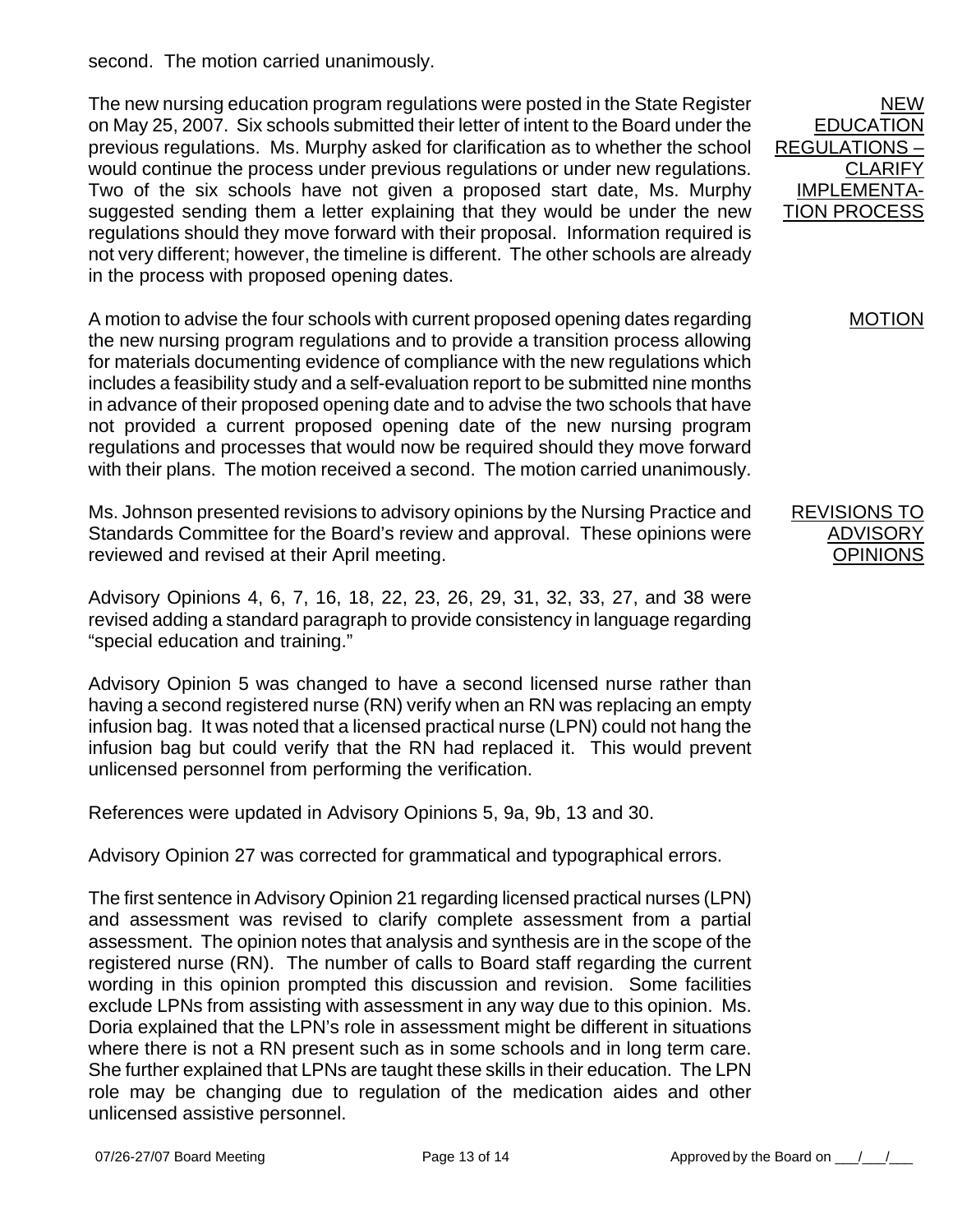second. The motion carried unanimously.

**NEW EDUCATION REGULATIONS – CLARIFY IMPLEMENTATION PROCESS**

The new nursing education program regulations were posted in the State Register on May 25, 2007. Six schools submitted their letter of intent to the Board under the previous regulations. Ms. Murphy asked for clarification as to whether the school would continue the process under previous regulations or under new regulations. Two of the six schools have not given a proposed start date, Ms. Murphy suggested sending them a letter explaining that they would be under the new regulations should they move forward with their proposal. Information required is not very different; however, the timeline is different. The other schools are already in the process with proposed opening dates.

**MOTION**

A motion to advise the four schools with current proposed opening dates regarding the new nursing program regulations and to provide a transition process allowing for materials documenting evidence of compliance with the new regulations which includes a feasibility study and a self-evaluation report to be submitted nine months in advance of their proposed opening date and to advise the two schools that have not provided a current proposed opening date of the new nursing program regulations and processes that would now be required should they move forward with their plans. The motion received a second. The motion carried unanimously.

**REVISIONS TO ADVISORY OPINIONS**

Ms. Johnson presented revisions to advisory opinions by the Nursing Practice and Standards Committee for the Board's review and approval. These opinions were reviewed and revised at their April meeting.

Advisory Opinions 4, 6, 7, 16, 18, 22, 23, 26, 29, 31, 32, 33, 27, and 38 were revised adding a standard paragraph to provide consistency in language regarding "special education and training."

Advisory Opinion 5 was changed to have a second licensed nurse rather than having a second registered nurse (RN) verify when an RN was replacing an empty infusion bag. It was noted that a licensed practical nurse (LPN) could not hang the infusion bag but could verify that the RN had replaced it. This would prevent unlicensed personnel from performing the verification.

References were updated in Advisory Opinions 5, 9a, 9b, 13 and 30.

Advisory Opinion 27 was corrected for grammatical and typographical errors.

The first sentence in Advisory Opinion 21 regarding licensed practical nurses (LPN) and assessment was revised to clarify complete assessment from a partial assessment. The opinion notes that analysis and synthesis are in the scope of the registered nurse (RN). The number of calls to Board staff regarding the current wording in this opinion prompted this discussion and revision. Some facilities exclude LPNs from assisting with assessment in any way due to this opinion. Ms. Doria explained that the LPN's role in assessment might be different in situations where there is not a RN present such as in some schools and in long term care. She further explained that LPNs are taught these skills in their education. The LPN role may be changing due to regulation of the medication aides and other unlicensed assistive personnel.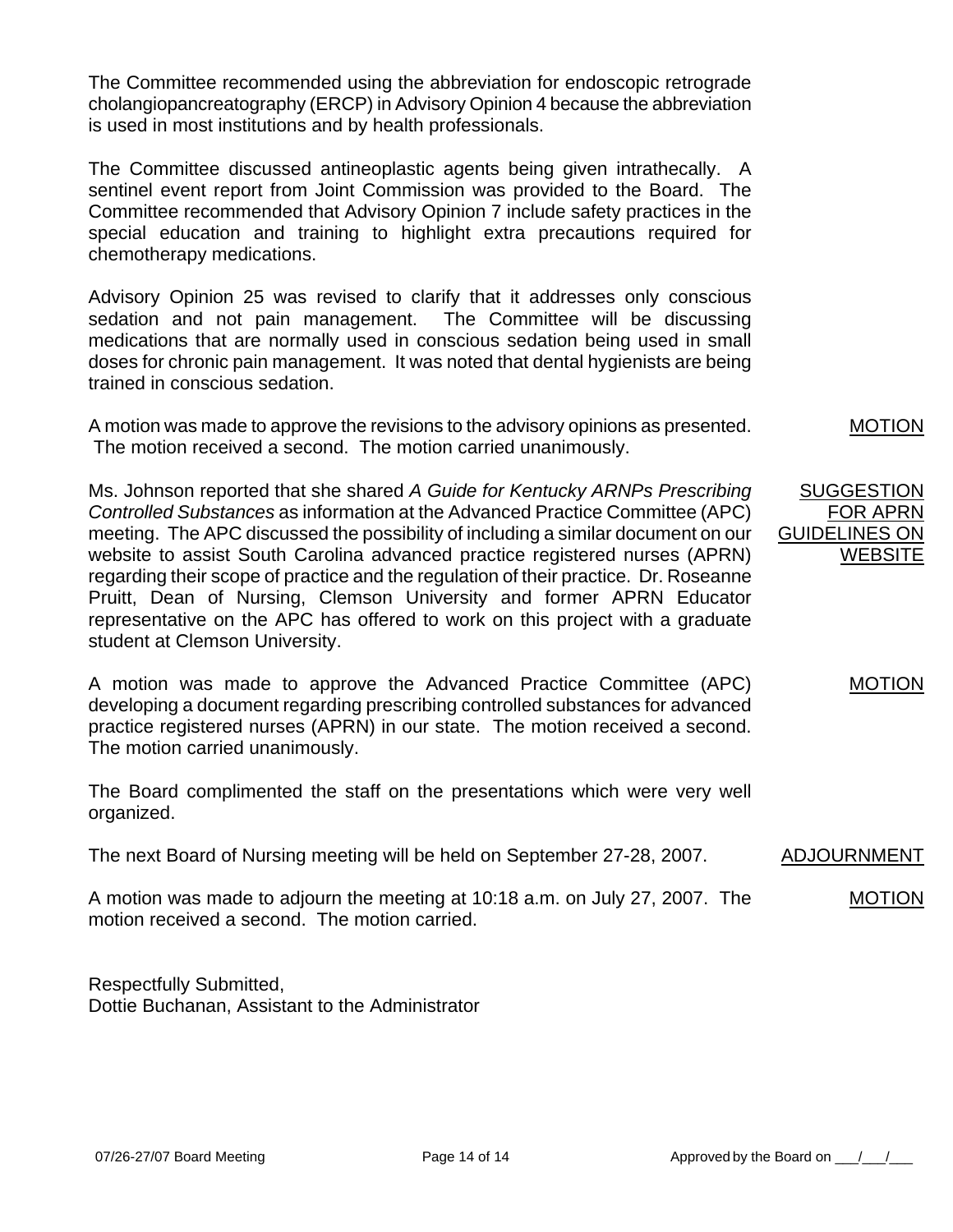The Committee recommended using the abbreviation for endoscopic retrograde cholangiopancreatography (ERCP) in Advisory Opinion 4 because the abbreviation is used in most institutions and by health professionals.

The Committee discussed antineoplastic agents being given intrathecally. A sentinel event report from Joint Commission was provided to the Board. The Committee recommended that Advisory Opinion 7 include safety practices in the special education and training to highlight extra precautions required for chemotherapy medications.

Advisory Opinion 25 was revised to clarify that it addresses only conscious sedation and not pain management. The Committee will be discussing medications that are normally used in conscious sedation being used in small doses for chronic pain management. It was noted that dental hygienists are being trained in conscious sedation.

MOTION

A motion was made to approve the revisions to the advisory opinions as presented. The motion received a second. The motion carried unanimously.

SUGGESTION FOR APRN GUIDELINES ON WEBSITE

Ms. Johnson reported that she shared *A Guide for Kentucky ARNPs Prescribing Controlled Substances* as information at the Advanced Practice Committee (APC) meeting. The APC discussed the possibility of including a similar document on our website to assist South Carolina advanced practice registered nurses (APRN) regarding their scope of practice and the regulation of their practice. Dr. Roseanne Pruitt, Dean of Nursing, Clemson University and former APRN Educator representative on the APC has offered to work on this project with a graduate student at Clemson University.

MOTION

A motion was made to approve the Advanced Practice Committee (APC) developing a document regarding prescribing controlled substances for advanced practice registered nurses (APRN) in our state. The motion received a second. The motion carried unanimously.

The Board complimented the staff on the presentations which were very well organized.

ADJOURNMENT

The next Board of Nursing meeting will be held on September 27-28, 2007.

MOTION

A motion was made to adjourn the meeting at 10:18 a.m. on July 27, 2007. The motion received a second. The motion carried.

Respectfully Submitted,
Dottie Buchanan, Assistant to the Administrator